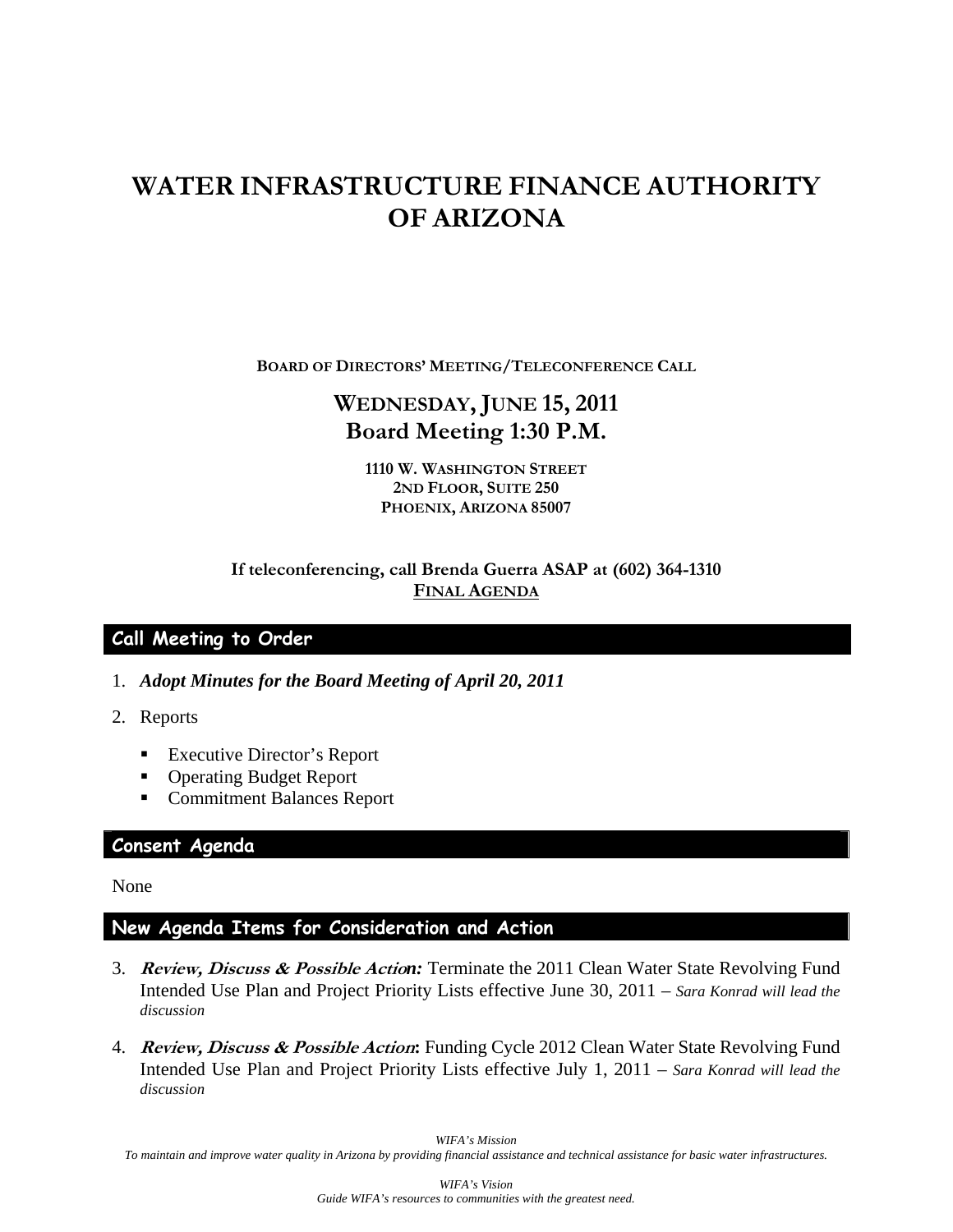# WATER INFRASTRUCTURE FINANCE AUTHORITY OF ARIZONA

**BOARD OF DIRECTORS' MEETING/TELECONFERENCE CALL**

## WEDNESDAY, JUNE 15, 2011
## Board Meeting 1:30 P.M.

**1110 W. WASHINGTON STREET**
**2ND FLOOR, SUITE 250**
**PHOENIX, ARIZONA 85007**

**If teleconferencing, call Brenda Guerra ASAP at (602) 364-1310**
**FINAL AGENDA**

### Call Meeting to Order

1. ***Adopt Minutes for the Board Meeting of April 20, 2011***
2. Reports
   - Executive Director's Report
   - Operating Budget Report
   - Commitment Balances Report

### Consent Agenda

None

### New Agenda Items for Consideration and Action

3. ***Review, Discuss & Possible Action:*** Terminate the 2011 Clean Water State Revolving Fund Intended Use Plan and Project Priority Lists effective June 30, 2011 – *Sara Konrad will lead the discussion*
4. ***Review, Discuss & Possible Action*:** Funding Cycle 2012 Clean Water State Revolving Fund Intended Use Plan and Project Priority Lists effective July 1, 2011 – *Sara Konrad will lead the discussion*

*WIFA's Mission*
*To maintain and improve water quality in Arizona by providing financial assistance and technical assistance for basic water infrastructures.*

*WIFA's Vision*
*Guide WIFA's resources to communities with the greatest need.*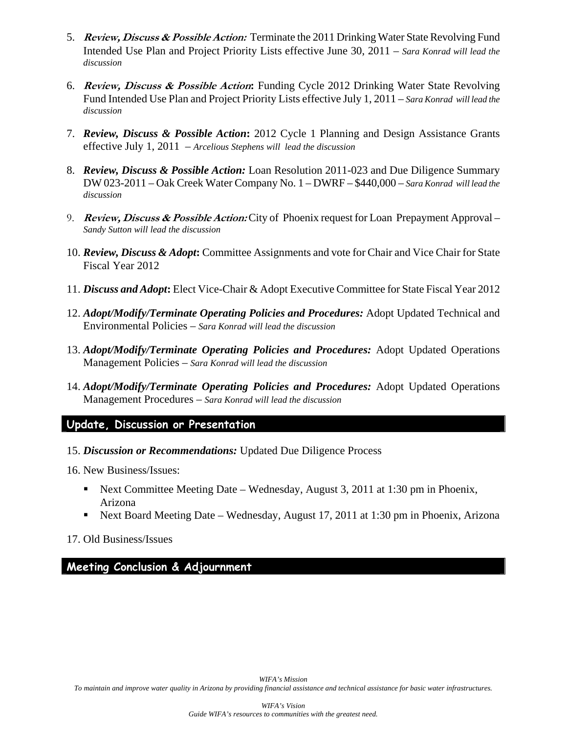5. ***Review, Discuss & Possible Action:*** Terminate the 2011 Drinking Water State Revolving Fund Intended Use Plan and Project Priority Lists effective June 30, 2011 – *Sara Konrad will lead the discussion*

6. ***Review, Discuss & Possible Action*:** Funding Cycle 2012 Drinking Water State Revolving Fund Intended Use Plan and Project Priority Lists effective July 1, 2011 – *Sara Konrad will lead the discussion*

7. ***Review, Discuss & Possible Action*:** 2012 Cycle 1 Planning and Design Assistance Grants effective July 1, 2011 – *Arcelious Stephens will lead the discussion*

8. ***Review, Discuss & Possible Action:*** Loan Resolution 2011-023 and Due Diligence Summary DW 023-2011 – Oak Creek Water Company No. 1 – DWRF – $440,000 – *Sara Konrad will lead the discussion*

9. ***Review, Discuss & Possible Action:*** City of Phoenix request for Loan Prepayment Approval – *Sandy Sutton will lead the discussion*

10. ***Review, Discuss & Adopt*:** Committee Assignments and vote for Chair and Vice Chair for State Fiscal Year 2012

11. ***Discuss and Adopt*:** Elect Vice-Chair & Adopt Executive Committee for State Fiscal Year 2012

12. ***Adopt/Modify/Terminate Operating Policies and Procedures:*** Adopt Updated Technical and Environmental Policies – *Sara Konrad will lead the discussion*

13. ***Adopt/Modify/Terminate Operating Policies and Procedures:*** Adopt Updated Operations Management Policies – *Sara Konrad will lead the discussion*

14. ***Adopt/Modify/Terminate Operating Policies and Procedures:*** Adopt Updated Operations Management Procedures – *Sara Konrad will lead the discussion*

## Update, Discussion or Presentation

15. ***Discussion or Recommendations:*** Updated Due Diligence Process

16. New Business/Issues:
    - Next Committee Meeting Date – Wednesday, August 3, 2011 at 1:30 pm in Phoenix, Arizona
    - Next Board Meeting Date – Wednesday, August 17, 2011 at 1:30 pm in Phoenix, Arizona

17. Old Business/Issues

## Meeting Conclusion & Adjournment

*WIFA's Mission*
*To maintain and improve water quality in Arizona by providing financial assistance and technical assistance for basic water infrastructures.*

*WIFA's Vision*
*Guide WIFA's resources to communities with the greatest need.*